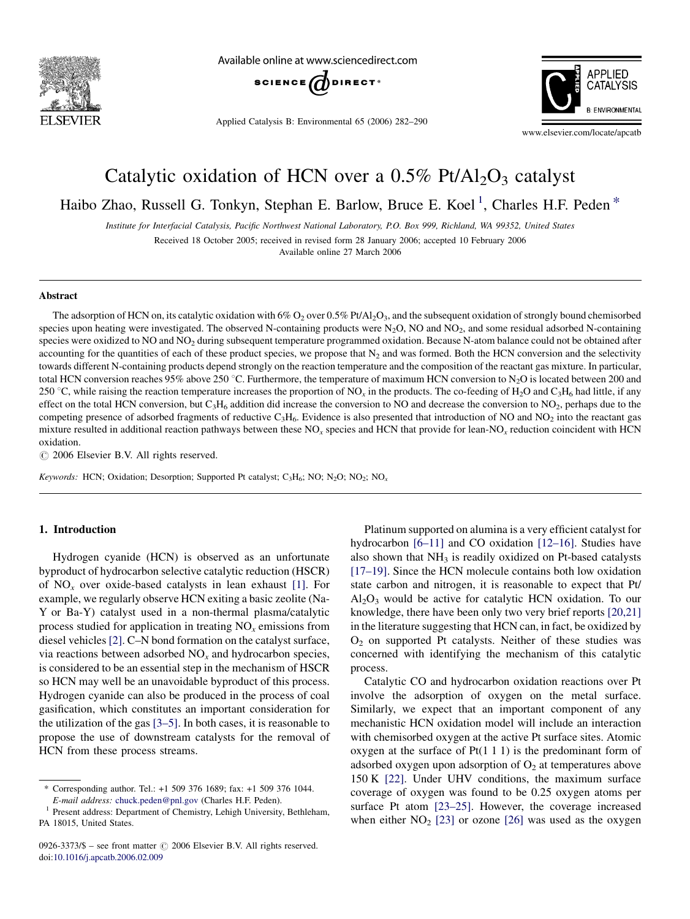# Catalytic oxidation of HCN over a 0.5% $Pt/Al_2O_3$ catalyst

Haibo Zhao, Russell G. Tonkyn, Stephan E. Barlow, Bruce E. Koel [1], Charles H.F. Peden *

*Institute for Interfacial Catalysis, Pacific Northwest National Laboratory, P.O. Box 999, Richland, WA 99352, United States*

Received 18 October 2005; received in revised form 28 January 2006; accepted 10 February 2006

Available online 27 March 2006

## Abstract

The adsorption of HCN on, its catalytic oxidation with 6% $O_2$ over 0.5% $Pt/Al_2O_3$, and the subsequent oxidation of strongly bound chemisorbed species upon heating were investigated. The observed N-containing products were $N_2O$, NO and $NO_2$, and some residual adsorbed N-containing species were oxidized to NO and $NO_2$ during subsequent temperature programmed oxidation. Because N-atom balance could not be obtained after accounting for the quantities of each of these product species, we propose that $N_2$ and was formed. Both the HCN conversion and the selectivity towards different N-containing products depend strongly on the reaction temperature and the composition of the reactant gas mixture. In particular, total HCN conversion reaches 95% above 250 °C. Furthermore, the temperature of maximum HCN conversion to $N_2O$ is located between 200 and 250 °C, while raising the reaction temperature increases the proportion of $NO_x$ in the products. The co-feeding of $H_2O$ and $C_3H_6$ had little, if any effect on the total HCN conversion, but $C_3H_6$ addition did increase the conversion to NO and decrease the conversion to $NO_2$, perhaps due to the competing presence of adsorbed fragments of reductive $C_3H_6$. Evidence is also presented that introduction of NO and $NO_2$ into the reactant gas mixture resulted in additional reaction pathways between these $NO_x$ species and HCN that provide for lean-$NO_x$ reduction coincident with HCN oxidation.

© 2006 Elsevier B.V. All rights reserved.

*Keywords:* HCN; Oxidation; Desorption; Supported Pt catalyst; $C_3H_6$; NO; $N_2O$; $NO_2$; $NO_x$

## 1. Introduction

Hydrogen cyanide (HCN) is observed as an unfortunate byproduct of hydrocarbon selective catalytic reduction (HSCR) of $NO_x$ over oxide-based catalysts in lean exhaust [1]. For example, we regularly observe HCN exiting a basic zeolite (Na-Y or Ba-Y) catalyst used in a non-thermal plasma/catalytic process studied for application in treating $NO_x$ emissions from diesel vehicles [2]. C–N bond formation on the catalyst surface, via reactions between adsorbed $NO_x$ and hydrocarbon species, is considered to be an essential step in the mechanism of HSCR so HCN may well be an unavoidable byproduct of this process. Hydrogen cyanide can also be produced in the process of coal gasification, which constitutes an important consideration for the utilization of the gas [3–5]. In both cases, it is reasonable to propose the use of downstream catalysts for the removal of HCN from these process streams.

Platinum supported on alumina is a very efficient catalyst for hydrocarbon [6–11] and CO oxidation [12–16]. Studies have also shown that $NH_3$ is readily oxidized on Pt-based catalysts [17–19]. Since the HCN molecule contains both low oxidation state carbon and nitrogen, it is reasonable to expect that $Pt/Al_2O_3$ would be active for catalytic HCN oxidation. To our knowledge, there have been only two very brief reports [20,21] in the literature suggesting that HCN can, in fact, be oxidized by $O_2$ on supported Pt catalysts. Neither of these studies was concerned with identifying the mechanism of this catalytic process.

Catalytic CO and hydrocarbon oxidation reactions over Pt involve the adsorption of oxygen on the metal surface. Similarly, we expect that an important component of any mechanistic HCN oxidation model will include an interaction with chemisorbed oxygen at the active Pt surface sites. Atomic oxygen at the surface of Pt(1 1 1) is the predominant form of adsorbed oxygen upon adsorption of $O_2$ at temperatures above 150 K [22]. Under UHV conditions, the maximum surface coverage of oxygen was found to be 0.25 oxygen atoms per surface Pt atom [23–25]. However, the coverage increased when either $NO_2$ [23] or ozone [26] was used as the oxygen

---

* Corresponding author. Tel.: +1 509 376 1689; fax: +1 509 376 1044. *E-mail address:* chuck.peden@pnl.gov (Charles H.F. Peden).

[1] Present address: Department of Chemistry, Lehigh University, Bethleham, PA 18015, United States.

0926-3373/$ – see front matter © 2006 Elsevier B.V. All rights reserved.
doi:10.1016/j.apcatb.2006.02.009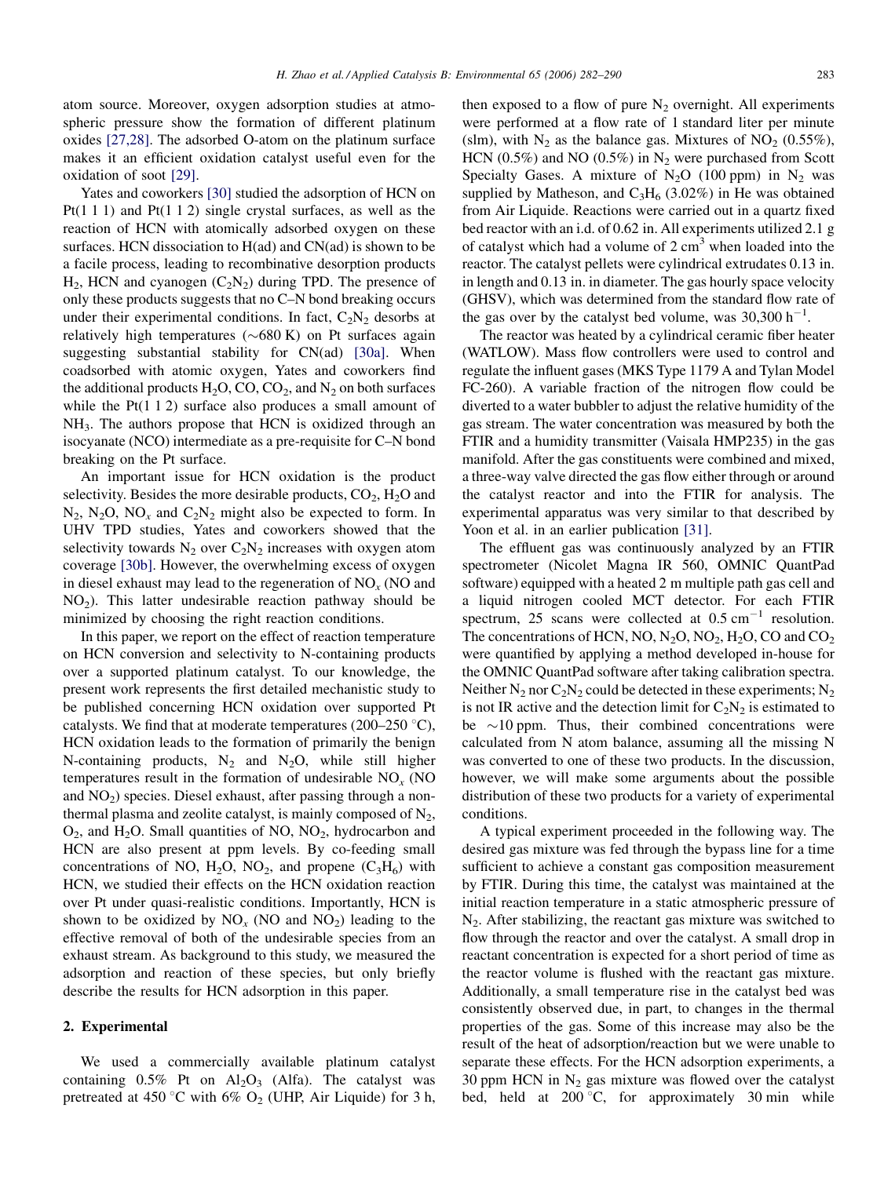atom source. Moreover, oxygen adsorption studies at atmospheric pressure show the formation of different platinum oxides [27,28]. The adsorbed O-atom on the platinum surface makes it an efficient oxidation catalyst useful even for the oxidation of soot [29].

Yates and coworkers [30] studied the adsorption of HCN on Pt(1 1 1) and Pt(1 1 2) single crystal surfaces, as well as the reaction of HCN with atomically adsorbed oxygen on these surfaces. HCN dissociation to H(ad) and CN(ad) is shown to be a facile process, leading to recombinative desorption products $H_2$, HCN and cyanogen ($C_2N_2$) during TPD. The presence of only these products suggests that no C–N bond breaking occurs under their experimental conditions. In fact, $C_2N_2$ desorbs at relatively high temperatures (~680 K) on Pt surfaces again suggesting substantial stability for CN(ad) [30a]. When coadsorbed with atomic oxygen, Yates and coworkers find the additional products $H_2O$, CO, $CO_2$, and $N_2$ on both surfaces while the Pt(1 1 2) surface also produces a small amount of $NH_3$. The authors propose that HCN is oxidized through an isocyanate (NCO) intermediate as a pre-requisite for C–N bond breaking on the Pt surface.

An important issue for HCN oxidation is the product selectivity. Besides the more desirable products, $CO_2$, $H_2O$ and $N_2$, $N_2O$, $NO_x$ and $C_2N_2$ might also be expected to form. In UHV TPD studies, Yates and coworkers showed that the selectivity towards $N_2$ over $C_2N_2$ increases with oxygen atom coverage [30b]. However, the overwhelming excess of oxygen in diesel exhaust may lead to the regeneration of $NO_x$ (NO and $NO_2$). This latter undesirable reaction pathway should be minimized by choosing the right reaction conditions.

In this paper, we report on the effect of reaction temperature on HCN conversion and selectivity to N-containing products over a supported platinum catalyst. To our knowledge, the present work represents the first detailed mechanistic study to be published concerning HCN oxidation over supported Pt catalysts. We find that at moderate temperatures (200–250 °C), HCN oxidation leads to the formation of primarily the benign N-containing products, $N_2$ and $N_2O$, while still higher temperatures result in the formation of undesirable $NO_x$ (NO and $NO_2$) species. Diesel exhaust, after passing through a non-thermal plasma and zeolite catalyst, is mainly composed of $N_2$, $O_2$, and $H_2O$. Small quantities of NO, $NO_2$, hydrocarbon and HCN are also present at ppm levels. By co-feeding small concentrations of NO, $H_2O$, $NO_2$, and propene ($C_3H_6$) with HCN, we studied their effects on the HCN oxidation reaction over Pt under quasi-realistic conditions. Importantly, HCN is shown to be oxidized by $NO_x$ (NO and $NO_2$) leading to the effective removal of both of the undesirable species from an exhaust stream. As background to this study, we measured the adsorption and reaction of these species, but only briefly describe the results for HCN adsorption in this paper.

## 2. Experimental

We used a commercially available platinum catalyst containing 0.5% Pt on $Al_2O_3$ (Alfa). The catalyst was pretreated at 450 °C with 6% $O_2$ (UHP, Air Liquide) for 3 h, then exposed to a flow of pure $N_2$ overnight. All experiments were performed at a flow rate of 1 standard liter per minute (slm), with $N_2$ as the balance gas. Mixtures of $NO_2$ (0.55%), HCN (0.5%) and NO (0.5%) in $N_2$ were purchased from Scott Specialty Gases. A mixture of $N_2O$ (100 ppm) in $N_2$ was supplied by Matheson, and $C_3H_6$ (3.02%) in He was obtained from Air Liquide. Reactions were carried out in a quartz fixed bed reactor with an i.d. of 0.62 in. All experiments utilized 2.1 g of catalyst which had a volume of 2 $cm^3$ when loaded into the reactor. The catalyst pellets were cylindrical extrudates 0.13 in. in length and 0.13 in. in diameter. The gas hourly space velocity (GHSV), which was determined from the standard flow rate of the gas over by the catalyst bed volume, was 30,300 $h^{-1}$.

The reactor was heated by a cylindrical ceramic fiber heater (WATLOW). Mass flow controllers were used to control and regulate the influent gases (MKS Type 1179 A and Tylan Model FC-260). A variable fraction of the nitrogen flow could be diverted to a water bubbler to adjust the relative humidity of the gas stream. The water concentration was measured by both the FTIR and a humidity transmitter (Vaisala HMP235) in the gas manifold. After the gas constituents were combined and mixed, a three-way valve directed the gas flow either through or around the catalyst reactor and into the FTIR for analysis. The experimental apparatus was very similar to that described by Yoon et al. in an earlier publication [31].

The effluent gas was continuously analyzed by an FTIR spectrometer (Nicolet Magna IR 560, OMNIC QuantPad software) equipped with a heated 2 m multiple path gas cell and a liquid nitrogen cooled MCT detector. For each FTIR spectrum, 25 scans were collected at 0.5 $cm^{-1}$ resolution. The concentrations of HCN, NO, $N_2O$, $NO_2$, $H_2O$, CO and $CO_2$ were quantified by applying a method developed in-house for the OMNIC QuantPad software after taking calibration spectra. Neither $N_2$ nor $C_2N_2$ could be detected in these experiments; $N_2$ is not IR active and the detection limit for $C_2N_2$ is estimated to be ~10 ppm. Thus, their combined concentrations were calculated from N atom balance, assuming all the missing N was converted to one of these two products. In the discussion, however, we will make some arguments about the possible distribution of these two products for a variety of experimental conditions.

A typical experiment proceeded in the following way. The desired gas mixture was fed through the bypass line for a time sufficient to achieve a constant gas composition measurement by FTIR. During this time, the catalyst was maintained at the initial reaction temperature in a static atmospheric pressure of $N_2$. After stabilizing, the reactant gas mixture was switched to flow through the reactor and over the catalyst. A small drop in reactant concentration is expected for a short period of time as the reactor volume is flushed with the reactant gas mixture. Additionally, a small temperature rise in the catalyst bed was consistently observed due, in part, to changes in the thermal properties of the gas. Some of this increase may also be the result of the heat of adsorption/reaction but we were unable to separate these effects. For the HCN adsorption experiments, a 30 ppm HCN in $N_2$ gas mixture was flowed over the catalyst bed, held at 200 °C, for approximately 30 min while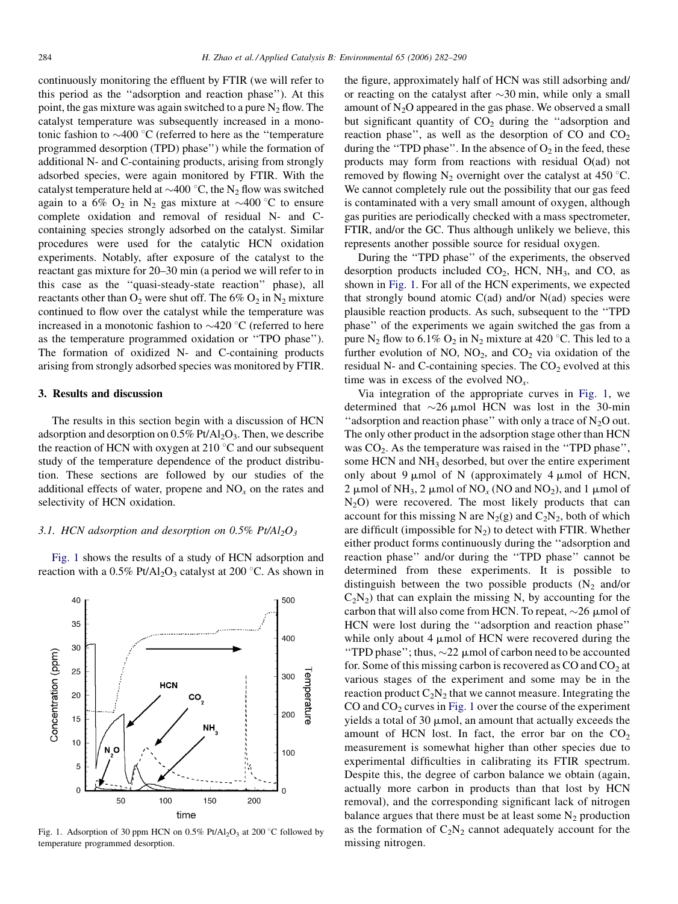continuously monitoring the effluent by FTIR (we will refer to this period as the ''adsorption and reaction phase''). At this point, the gas mixture was again switched to a pure $N_2$ flow. The catalyst temperature was subsequently increased in a monotonic fashion to ~400 °C (referred to here as the ''temperature programmed desorption (TPD) phase'') while the formation of additional N- and C-containing products, arising from strongly adsorbed species, were again monitored by FTIR. With the catalyst temperature held at ~400 °C, the $N_2$ flow was switched again to a 6% $O_2$ in $N_2$ gas mixture at ~400 °C to ensure complete oxidation and removal of residual N- and C-containing species strongly adsorbed on the catalyst. Similar procedures were used for the catalytic HCN oxidation experiments. Notably, after exposure of the catalyst to the reactant gas mixture for 20–30 min (a period we will refer to in this case as the ''quasi-steady-state reaction'' phase), all reactants other than $O_2$ were shut off. The 6% $O_2$ in $N_2$ mixture continued to flow over the catalyst while the temperature was increased in a monotonic fashion to ~420 °C (referred to here as the temperature programmed oxidation or ''TPO phase''). The formation of oxidized N- and C-containing products arising from strongly adsorbed species was monitored by FTIR.

## 3. Results and discussion

The results in this section begin with a discussion of HCN adsorption and desorption on 0.5% $Pt/Al_2O_3$. Then, we describe the reaction of HCN with oxygen at 210 °C and our subsequent study of the temperature dependence of the product distribution. These sections are followed by our studies of the additional effects of water, propene and $NO_x$ on the rates and selectivity of HCN oxidation.

### 3.1. HCN adsorption and desorption on 0.5% $Pt/Al_2O_3$

Fig. 1 shows the results of a study of HCN adsorption and reaction with a 0.5% $Pt/Al_2O_3$ catalyst at 200 °C. As shown in the figure, approximately half of HCN was still adsorbing and/or reacting on the catalyst after ~30 min, while only a small amount of $N_2O$ appeared in the gas phase. We observed a small but significant quantity of $CO_2$ during the ''adsorption and reaction phase'', as well as the desorption of CO and $CO_2$ during the ''TPD phase''. In the absence of $O_2$ in the feed, these products may form from reactions with residual O(ad) not removed by flowing $N_2$ overnight over the catalyst at 450 °C. We cannot completely rule out the possibility that our gas feed is contaminated with a very small amount of oxygen, although gas purities are periodically checked with a mass spectrometer, FTIR, and/or the GC. Thus although unlikely we believe, this represents another possible source for residual oxygen.

Fig. 1. Adsorption of 30 ppm HCN on 0.5% $Pt/Al_2O_3$ at 200 °C followed by temperature programmed desorption.

During the ''TPD phase'' of the experiments, the observed desorption products included $CO_2$, HCN, $NH_3$, and CO, as shown in Fig. 1. For all of the HCN experiments, we expected that strongly bound atomic C(ad) and/or N(ad) species were plausible reaction products. As such, subsequent to the ''TPD phase'' of the experiments we again switched the gas from a pure $N_2$ flow to 6.1% $O_2$ in $N_2$ mixture at 420 °C. This led to a further evolution of NO, $NO_2$, and $CO_2$ via oxidation of the residual N- and C-containing species. The $CO_2$ evolved at this time was in excess of the evolved $NO_x$.

Via integration of the appropriate curves in Fig. 1, we determined that ~26 μmol HCN was lost in the 30-min ''adsorption and reaction phase'' with only a trace of $N_2O$ out. The only other product in the adsorption stage other than HCN was $CO_2$. As the temperature was raised in the ''TPD phase'', some HCN and $NH_3$ desorbed, but over the entire experiment only about 9 μmol of N (approximately 4 μmol of HCN, 2 μmol of $NH_3$, 2 μmol of $NO_x$ (NO and $NO_2$), and 1 μmol of $N_2O$) were recovered. The most likely products that can account for this missing N are $N_2$(g) and $C_2N_2$, both of which are difficult (impossible for $N_2$) to detect with FTIR. Whether either product forms continuously during the ''adsorption and reaction phase'' and/or during the ''TPD phase'' cannot be determined from these experiments. It is possible to distinguish between the two possible products ($N_2$ and/or $C_2N_2$) that can explain the missing N, by accounting for the carbon that will also come from HCN. To repeat, ~26 μmol of HCN were lost during the ''adsorption and reaction phase'' while only about 4 μmol of HCN were recovered during the ''TPD phase''; thus, ~22 μmol of carbon need to be accounted for. Some of this missing carbon is recovered as CO and $CO_2$ at various stages of the experiment and some may be in the reaction product $C_2N_2$ that we cannot measure. Integrating the CO and $CO_2$ curves in Fig. 1 over the course of the experiment yields a total of 30 μmol, an amount that actually exceeds the amount of HCN lost. In fact, the error bar on the $CO_2$ measurement is somewhat higher than other species due to experimental difficulties in calibrating its FTIR spectrum. Despite this, the degree of carbon balance we obtain (again, actually more carbon in products than that lost by HCN removal), and the corresponding significant lack of nitrogen balance argues that there must be at least some $N_2$ production as the formation of $C_2N_2$ cannot adequately account for the missing nitrogen.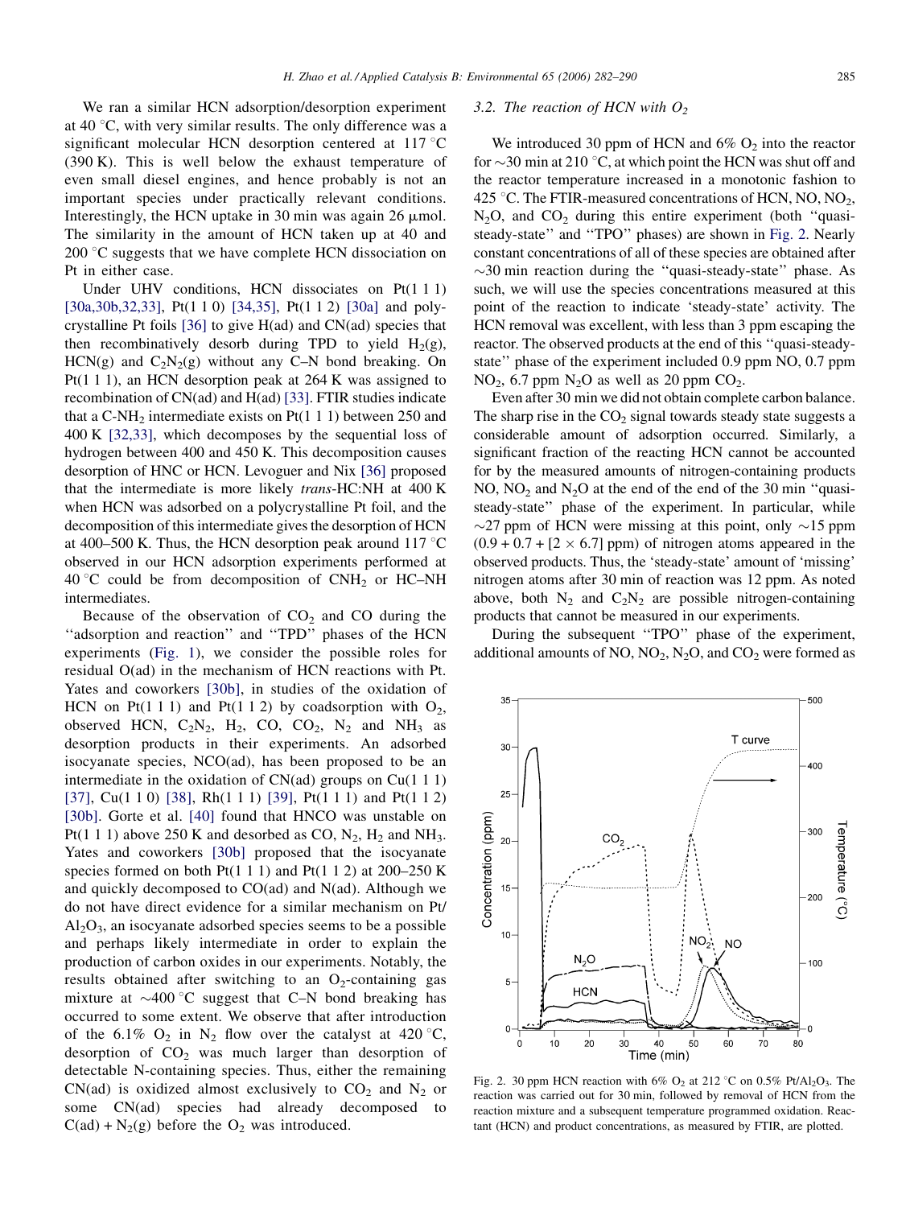We ran a similar HCN adsorption/desorption experiment at 40 °C, with very similar results. The only difference was a significant molecular HCN desorption centered at 117 °C (390 K). This is well below the exhaust temperature of even small diesel engines, and hence probably is not an important species under practically relevant conditions. Interestingly, the HCN uptake in 30 min was again 26 μmol. The similarity in the amount of HCN taken up at 40 and 200 °C suggests that we have complete HCN dissociation on Pt in either case.

Under UHV conditions, HCN dissociates on Pt(1 1 1) [30a,30b,32,33], Pt(1 1 0) [34,35], Pt(1 1 2) [30a] and polycrystalline Pt foils [36] to give H(ad) and CN(ad) species that then recombinatively desorb during TPD to yield $H_2$(g), HCN(g) and $C_2N_2$(g) without any C–N bond breaking. On Pt(1 1 1), an HCN desorption peak at 264 K was assigned to recombination of CN(ad) and H(ad) [33]. FTIR studies indicate that a C-$NH_2$ intermediate exists on Pt(1 1 1) between 250 and 400 K [32,33], which decomposes by the sequential loss of hydrogen between 400 and 450 K. This decomposition causes desorption of HNC or HCN. Levoguer and Nix [36] proposed that the intermediate is more likely *trans*-HC:NH at 400 K when HCN was adsorbed on a polycrystalline Pt foil, and the decomposition of this intermediate gives the desorption of HCN at 400–500 K. Thus, the HCN desorption peak around 117 °C observed in our HCN adsorption experiments performed at 40 °C could be from decomposition of $CNH_2$ or HC–NH intermediates.

Because of the observation of $CO_2$ and CO during the "adsorption and reaction" and "TPD" phases of the HCN experiments (Fig. 1), we consider the possible roles for residual O(ad) in the mechanism of HCN reactions with Pt. Yates and coworkers [30b], in studies of the oxidation of HCN on Pt(1 1 1) and Pt(1 1 2) by coadsorption with $O_2$, observed HCN, $C_2N_2$, $H_2$, CO, $CO_2$, $N_2$ and $NH_3$ as desorption products in their experiments. An adsorbed isocyanate species, NCO(ad), has been proposed to be an intermediate in the oxidation of CN(ad) groups on Cu(1 1 1) [37], Cu(1 1 0) [38], Rh(1 1 1) [39], Pt(1 1 1) and Pt(1 1 2) [30b]. Gorte et al. [40] found that HNCO was unstable on Pt(1 1 1) above 250 K and desorbed as CO, $N_2$, $H_2$ and $NH_3$. Yates and coworkers [30b] proposed that the isocyanate species formed on both Pt(1 1 1) and Pt(1 1 2) at 200–250 K and quickly decomposed to CO(ad) and N(ad). Although we do not have direct evidence for a similar mechanism on Pt/$Al_2O_3$, an isocyanate adsorbed species seems to be a possible and perhaps likely intermediate in order to explain the production of carbon oxides in our experiments. Notably, the results obtained after switching to an $O_2$-containing gas mixture at ~400 °C suggest that C–N bond breaking has occurred to some extent. We observe that after introduction of the 6.1% $O_2$ in $N_2$ flow over the catalyst at 420 °C, desorption of $CO_2$ was much larger than desorption of detectable N-containing species. Thus, either the remaining CN(ad) is oxidized almost exclusively to $CO_2$ and $N_2$ or some CN(ad) species had already decomposed to C(ad) + $N_2$(g) before the $O_2$ was introduced.

### 3.2. The reaction of HCN with $O_2$

We introduced 30 ppm of HCN and 6% $O_2$ into the reactor for ~30 min at 210 °C, at which point the HCN was shut off and the reactor temperature increased in a monotonic fashion to 425 °C. The FTIR-measured concentrations of HCN, NO, $NO_2$, $N_2O$, and $CO_2$ during this entire experiment (both "quasi-steady-state" and "TPO" phases) are shown in Fig. 2. Nearly constant concentrations of all of these species are obtained after ~30 min reaction during the "quasi-steady-state" phase. As such, we will use the species concentrations measured at this point of the reaction to indicate 'steady-state' activity. The HCN removal was excellent, with less than 3 ppm escaping the reactor. The observed products at the end of this "quasi-steady-state" phase of the experiment included 0.9 ppm NO, 0.7 ppm $NO_2$, 6.7 ppm $N_2O$ as well as 20 ppm $CO_2$.

Even after 30 min we did not obtain complete carbon balance. The sharp rise in the $CO_2$ signal towards steady state suggests a considerable amount of adsorption occurred. Similarly, a significant fraction of the reacting HCN cannot be accounted for by the measured amounts of nitrogen-containing products NO, $NO_2$ and $N_2O$ at the end of the end of the 30 min "quasi-steady-state" phase of the experiment. In particular, while ~27 ppm of HCN were missing at this point, only ~15 ppm $(0.9 + 0.7 + [2 \times 6.7]$ ppm) of nitrogen atoms appeared in the observed products. Thus, the 'steady-state' amount of 'missing' nitrogen atoms after 30 min of reaction was 12 ppm. As noted above, both $N_2$ and $C_2N_2$ are possible nitrogen-containing products that cannot be measured in our experiments.

During the subsequent "TPO" phase of the experiment, additional amounts of NO, $NO_2$, $N_2O$, and $CO_2$ were formed as

Fig. 2. 30 ppm HCN reaction with 6% $O_2$ at 212 °C on 0.5% Pt/$Al_2O_3$. The reaction was carried out for 30 min, followed by removal of HCN from the reaction mixture and a subsequent temperature programmed oxidation. Reactant (HCN) and product concentrations, as measured by FTIR, are plotted.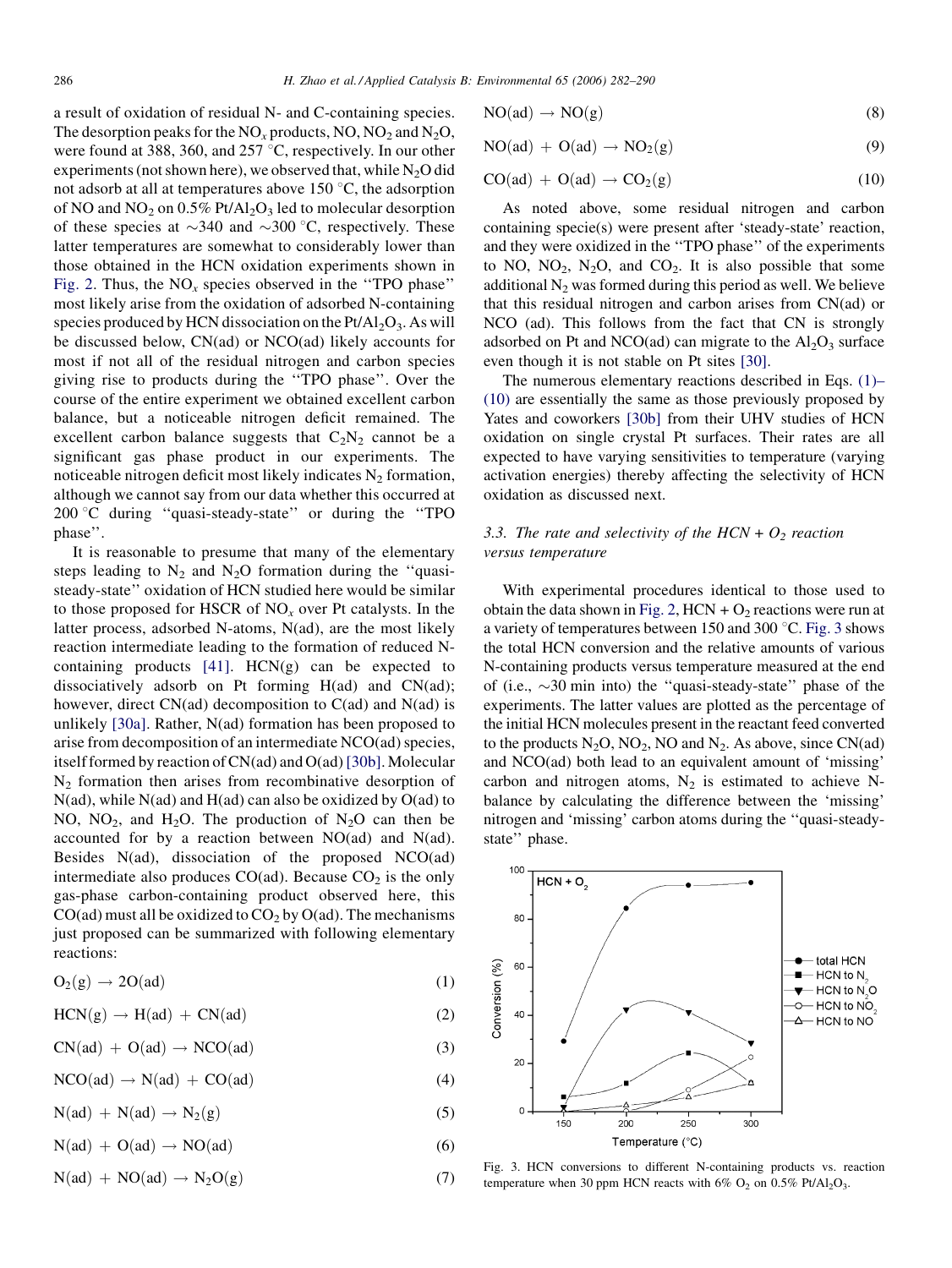a result of oxidation of residual N- and C-containing species. The desorption peaks for the $NO_x$ products, NO, $NO_2$ and $N_2O$, were found at 388, 360, and 257 °C, respectively. In our other experiments (not shown here), we observed that, while $N_2O$ did not adsorb at all at temperatures above 150 °C, the adsorption of NO and $NO_2$ on 0.5% $Pt/Al_2O_3$ led to molecular desorption of these species at ~340 and ~300 °C, respectively. These latter temperatures are somewhat to considerably lower than those obtained in the HCN oxidation experiments shown in Fig. 2. Thus, the $NO_x$ species observed in the ''TPO phase'' most likely arise from the oxidation of adsorbed N-containing species produced by HCN dissociation on the $Pt/Al_2O_3$. As will be discussed below, CN(ad) or NCO(ad) likely accounts for most if not all of the residual nitrogen and carbon species giving rise to products during the ''TPO phase''. Over the course of the entire experiment we obtained excellent carbon balance, but a noticeable nitrogen deficit remained. The excellent carbon balance suggests that $C_2N_2$ cannot be a significant gas phase product in our experiments. The noticeable nitrogen deficit most likely indicates $N_2$ formation, although we cannot say from our data whether this occurred at 200 °C during ''quasi-steady-state'' or during the ''TPO phase''.

It is reasonable to presume that many of the elementary steps leading to $N_2$ and $N_2O$ formation during the ''quasi-steady-state'' oxidation of HCN studied here would be similar to those proposed for HSCR of $NO_x$ over Pt catalysts. In the latter process, adsorbed N-atoms, N(ad), are the most likely reaction intermediate leading to the formation of reduced N-containing products [41]. HCN(g) can be expected to dissociatively adsorb on Pt forming H(ad) and CN(ad); however, direct CN(ad) decomposition to C(ad) and N(ad) is unlikely [30a]. Rather, N(ad) formation has been proposed to arise from decomposition of an intermediate NCO(ad) species, itself formed by reaction of CN(ad) and O(ad) [30b]. Molecular $N_2$ formation then arises from recombinative desorption of N(ad), while N(ad) and H(ad) can also be oxidized by O(ad) to NO, $NO_2$, and $H_2O$. The production of $N_2O$ can then be accounted for by a reaction between NO(ad) and N(ad). Besides N(ad), dissociation of the proposed NCO(ad) intermediate also produces CO(ad). Because $CO_2$ is the only gas-phase carbon-containing product observed here, this CO(ad) must all be oxidized to $CO_2$ by O(ad). The mechanisms just proposed can be summarized with following elementary reactions:

$$O_2(g) \rightarrow 2O(ad) \tag{1}$$

$$HCN(g) \rightarrow H(ad) + CN(ad) \tag{2}$$

$$CN(ad) + O(ad) \rightarrow NCO(ad) \tag{3}$$

$$NCO(ad) \rightarrow N(ad) + CO(ad) \tag{4}$$

$$N(ad) + N(ad) \rightarrow N_2(g) \tag{5}$$

$$N(ad) + O(ad) \rightarrow NO(ad) \tag{6}$$

$$N(ad) + NO(ad) \rightarrow N_2O(g) \tag{7}$$

$$NO(ad) \rightarrow NO(g) \tag{8}$$

$$NO(ad) + O(ad) \rightarrow NO_2(g) \tag{9}$$

$$CO(ad) + O(ad) \rightarrow CO_2(g) \tag{10}$$

As noted above, some residual nitrogen and carbon containing specie(s) were present after 'steady-state' reaction, and they were oxidized in the ''TPO phase'' of the experiments to NO, $NO_2$, $N_2O$, and $CO_2$. It is also possible that some additional $N_2$ was formed during this period as well. We believe that this residual nitrogen and carbon arises from CN(ad) or NCO (ad). This follows from the fact that CN is strongly adsorbed on Pt and NCO(ad) can migrate to the $Al_2O_3$ surface even though it is not stable on Pt sites [30].

The numerous elementary reactions described in Eqs. (1)–(10) are essentially the same as those previously proposed by Yates and coworkers [30b] from their UHV studies of HCN oxidation on single crystal Pt surfaces. Their rates are all expected to have varying sensitivities to temperature (varying activation energies) thereby affecting the selectivity of HCN oxidation as discussed next.

### 3.3. The rate and selectivity of the HCN + $O_2$ reaction versus temperature

With experimental procedures identical to those used to obtain the data shown in Fig. 2, HCN + $O_2$ reactions were run at a variety of temperatures between 150 and 300 °C. Fig. 3 shows the total HCN conversion and the relative amounts of various N-containing products versus temperature measured at the end of (i.e., ~30 min into) the ''quasi-steady-state'' phase of the experiments. The latter values are plotted as the percentage of the initial HCN molecules present in the reactant feed converted to the products $N_2O$, $NO_2$, NO and $N_2$. As above, since CN(ad) and NCO(ad) both lead to an equivalent amount of 'missing' carbon and nitrogen atoms, $N_2$ is estimated to achieve N-balance by calculating the difference between the 'missing' nitrogen and 'missing' carbon atoms during the ''quasi-steady-state'' phase.

Fig. 3. HCN conversions to different N-containing products vs. reaction temperature when 30 ppm HCN reacts with 6% $O_2$ on 0.5% $Pt/Al_2O_3$.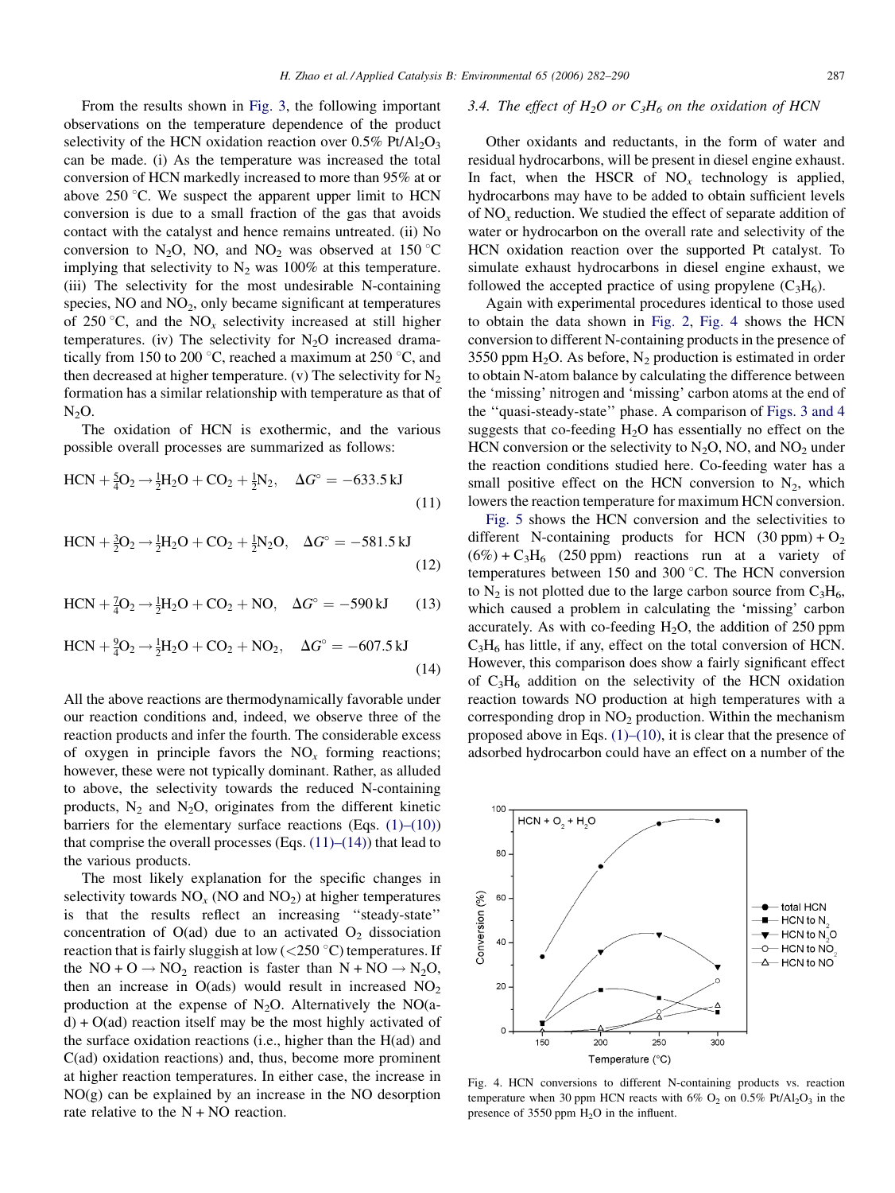From the results shown in Fig. 3, the following important observations on the temperature dependence of the product selectivity of the HCN oxidation reaction over 0.5% $Pt/Al_2O_3$ can be made. (i) As the temperature was increased the total conversion of HCN markedly increased to more than 95% at or above 250 °C. We suspect the apparent upper limit to HCN conversion is due to a small fraction of the gas that avoids contact with the catalyst and hence remains untreated. (ii) No conversion to $N_2O$, NO, and $NO_2$ was observed at 150 °C implying that selectivity to $N_2$ was 100% at this temperature. (iii) The selectivity for the most undesirable N-containing species, NO and $NO_2$, only became significant at temperatures of 250 °C, and the $NO_x$ selectivity increased at still higher temperatures. (iv) The selectivity for $N_2O$ increased dramatically from 150 to 200 °C, reached a maximum at 250 °C, and then decreased at higher temperature. (v) The selectivity for $N_2$ formation has a similar relationship with temperature as that of $N_2O$.

The oxidation of HCN is exothermic, and the various possible overall processes are summarized as follows:

$$HCN + \tfrac{5}{4}O_2 \rightarrow \tfrac{1}{2}H_2O + CO_2 + \tfrac{1}{2}N_2, \quad \Delta G^\circ = -633.5\,\text{kJ} \tag{11}$$

$$HCN + \tfrac{3}{2}O_2 \rightarrow \tfrac{1}{2}H_2O + CO_2 + \tfrac{1}{2}N_2O, \quad \Delta G^\circ = -581.5\,\text{kJ} \tag{12}$$

$$HCN + \tfrac{7}{4}O_2 \rightarrow \tfrac{1}{2}H_2O + CO_2 + NO, \quad \Delta G^\circ = -590\,\text{kJ} \tag{13}$$

$$HCN + \tfrac{9}{4}O_2 \rightarrow \tfrac{1}{2}H_2O + CO_2 + NO_2, \quad \Delta G^\circ = -607.5\,\text{kJ} \tag{14}$$

All the above reactions are thermodynamically favorable under our reaction conditions and, indeed, we observe three of the reaction products and infer the fourth. The considerable excess of oxygen in principle favors the $NO_x$ forming reactions; however, these were not typically dominant. Rather, as alluded to above, the selectivity towards the reduced N-containing products, $N_2$ and $N_2O$, originates from the different kinetic barriers for the elementary surface reactions (Eqs. (1)–(10)) that comprise the overall processes (Eqs. (11)–(14)) that lead to the various products.

The most likely explanation for the specific changes in selectivity towards $NO_x$ (NO and $NO_2$) at higher temperatures is that the results reflect an increasing "steady-state" concentration of O(ad) due to an activated $O_2$ dissociation reaction that is fairly sluggish at low (<250 °C) temperatures. If the $NO + O \rightarrow NO_2$ reaction is faster than $N + NO \rightarrow N_2O$, then an increase in O(ads) would result in increased $NO_2$ production at the expense of $N_2O$. Alternatively the NO(ad) + O(ad) reaction itself may be the most highly activated of the surface oxidation reactions (i.e., higher than the H(ad) and C(ad) oxidation reactions) and, thus, become more prominent at higher reaction temperatures. In either case, the increase in NO(g) can be explained by an increase in the NO desorption rate relative to the N + NO reaction.

### 3.4. The effect of $H_2O$ or $C_3H_6$ on the oxidation of HCN

Other oxidants and reductants, in the form of water and residual hydrocarbons, will be present in diesel engine exhaust. In fact, when the HSCR of $NO_x$ technology is applied, hydrocarbons may have to be added to obtain sufficient levels of $NO_x$ reduction. We studied the effect of separate addition of water or hydrocarbon on the overall rate and selectivity of the HCN oxidation reaction over the supported Pt catalyst. To simulate exhaust hydrocarbons in diesel engine exhaust, we followed the accepted practice of using propylene ($C_3H_6$).

Again with experimental procedures identical to those used to obtain the data shown in Fig. 2, Fig. 4 shows the HCN conversion to different N-containing products in the presence of 3550 ppm $H_2O$. As before, $N_2$ production is estimated in order to obtain N-atom balance by calculating the difference between the 'missing' nitrogen and 'missing' carbon atoms at the end of the "quasi-steady-state" phase. A comparison of Figs. 3 and 4 suggests that co-feeding $H_2O$ has essentially no effect on the HCN conversion or the selectivity to $N_2O$, NO, and $NO_2$ under the reaction conditions studied here. Co-feeding water has a small positive effect on the HCN conversion to $N_2$, which lowers the reaction temperature for maximum HCN conversion.

Fig. 5 shows the HCN conversion and the selectivities to different N-containing products for HCN (30 ppm) + $O_2$ (6%) + $C_3H_6$ (250 ppm) reactions run at a variety of temperatures between 150 and 300 °C. The HCN conversion to $N_2$ is not plotted due to the large carbon source from $C_3H_6$, which caused a problem in calculating the 'missing' carbon accurately. As with co-feeding $H_2O$, the addition of 250 ppm $C_3H_6$ has little, if any, effect on the total conversion of HCN. However, this comparison does show a fairly significant effect of $C_3H_6$ addition on the selectivity of the HCN oxidation reaction towards NO production at high temperatures with a corresponding drop in $NO_2$ production. Within the mechanism proposed above in Eqs. (1)–(10), it is clear that the presence of adsorbed hydrocarbon could have an effect on a number of the

Fig. 4. HCN conversions to different N-containing products vs. reaction temperature when 30 ppm HCN reacts with 6% $O_2$ on 0.5% $Pt/Al_2O_3$ in the presence of 3550 ppm $H_2O$ in the influent.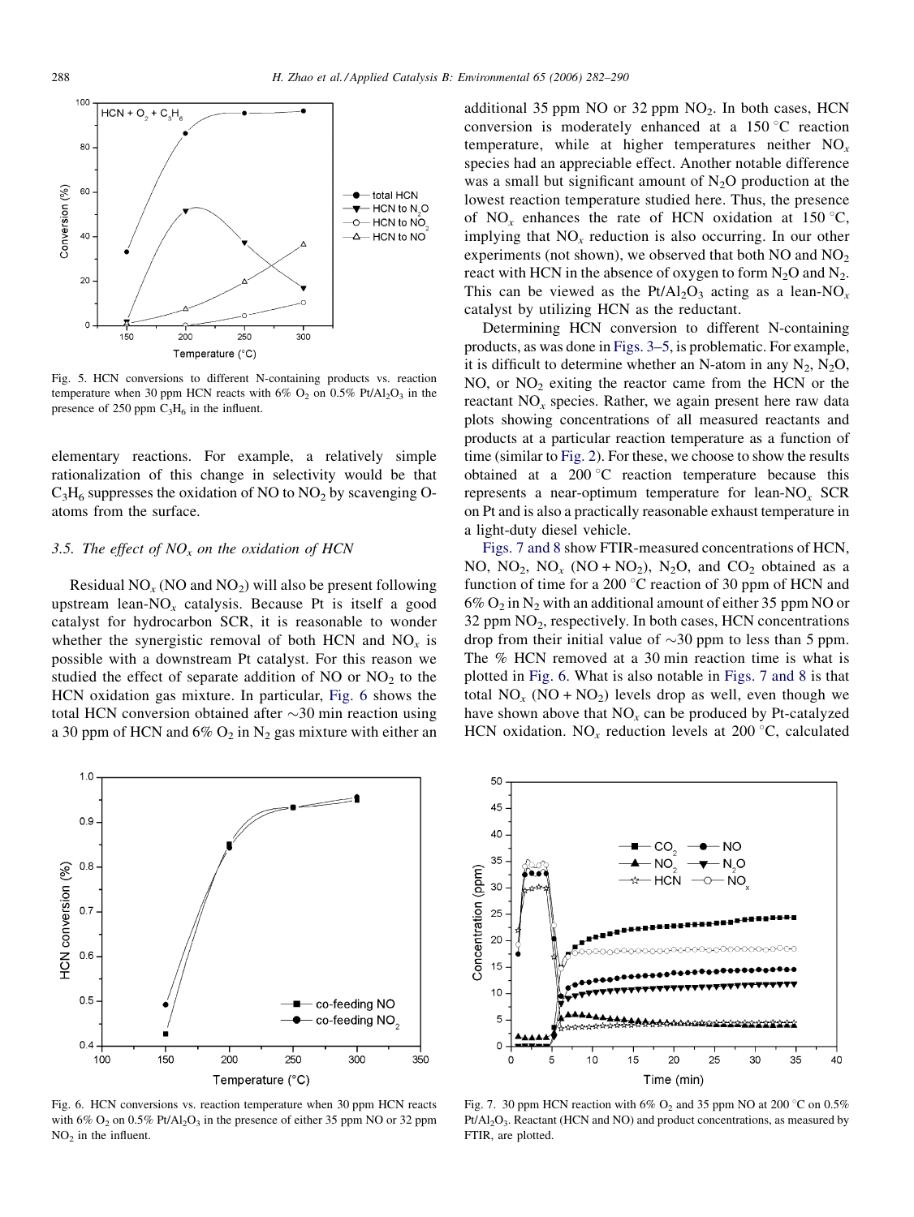Fig. 5. HCN conversions to different N-containing products vs. reaction temperature when 30 ppm HCN reacts with 6% $O_2$ on 0.5% $Pt/Al_2O_3$ in the presence of 250 ppm $C_3H_6$ in the influent.

elementary reactions. For example, a relatively simple rationalization of this change in selectivity would be that $C_3H_6$ suppresses the oxidation of NO to $NO_2$ by scavenging O-atoms from the surface.

### 3.5. The effect of $NO_x$ on the oxidation of HCN

Residual $NO_x$ (NO and $NO_2$) will also be present following upstream lean-$NO_x$ catalysis. Because Pt is itself a good catalyst for hydrocarbon SCR, it is reasonable to wonder whether the synergistic removal of both HCN and $NO_x$ is possible with a downstream Pt catalyst. For this reason we studied the effect of separate addition of NO or $NO_2$ to the HCN oxidation gas mixture. In particular, Fig. 6 shows the total HCN conversion obtained after ~30 min reaction using a 30 ppm of HCN and 6% $O_2$ in $N_2$ gas mixture with either an additional 35 ppm NO or 32 ppm $NO_2$. In both cases, HCN conversion is moderately enhanced at a 150 °C reaction temperature, while at higher temperatures neither $NO_x$ species had an appreciable effect. Another notable difference was a small but significant amount of $N_2O$ production at the lowest reaction temperature studied here. Thus, the presence of $NO_x$ enhances the rate of HCN oxidation at 150 °C, implying that $NO_x$ reduction is also occurring. In our other experiments (not shown), we observed that both NO and $NO_2$ react with HCN in the absence of oxygen to form $N_2O$ and $N_2$. This can be viewed as the $Pt/Al_2O_3$ acting as a lean-$NO_x$ catalyst by utilizing HCN as the reductant.

Determining HCN conversion to different N-containing products, as was done in Figs. 3–5, is problematic. For example, it is difficult to determine whether an N-atom in any $N_2$, $N_2O$, NO, or $NO_2$ exiting the reactor came from the HCN or the reactant $NO_x$ species. Rather, we again present here raw data plots showing concentrations of all measured reactants and products at a particular reaction temperature as a function of time (similar to Fig. 2). For these, we choose to show the results obtained at a 200 °C reaction temperature because this represents a near-optimum temperature for lean-$NO_x$ SCR on Pt and is also a practically reasonable exhaust temperature in a light-duty diesel vehicle.

Figs. 7 and 8 show FTIR-measured concentrations of HCN, NO, $NO_2$, $NO_x$ (NO + $NO_2$), $N_2O$, and $CO_2$ obtained as a function of time for a 200 °C reaction of 30 ppm of HCN and 6% $O_2$ in $N_2$ with an additional amount of either 35 ppm NO or 32 ppm $NO_2$, respectively. In both cases, HCN concentrations drop from their initial value of ~30 ppm to less than 5 ppm. The % HCN removed at a 30 min reaction time is what is plotted in Fig. 6. What is also notable in Figs. 7 and 8 is that total $NO_x$ (NO + $NO_2$) levels drop as well, even though we have shown above that $NO_x$ can be produced by Pt-catalyzed HCN oxidation. $NO_x$ reduction levels at 200 °C, calculated

Fig. 6. HCN conversions vs. reaction temperature when 30 ppm HCN reacts with 6% $O_2$ on 0.5% $Pt/Al_2O_3$ in the presence of either 35 ppm NO or 32 ppm $NO_2$ in the influent.

Fig. 7. 30 ppm HCN reaction with 6% $O_2$ and 35 ppm NO at 200 °C on 0.5% $Pt/Al_2O_3$. Reactant (HCN and NO) and product concentrations, as measured by FTIR, are plotted.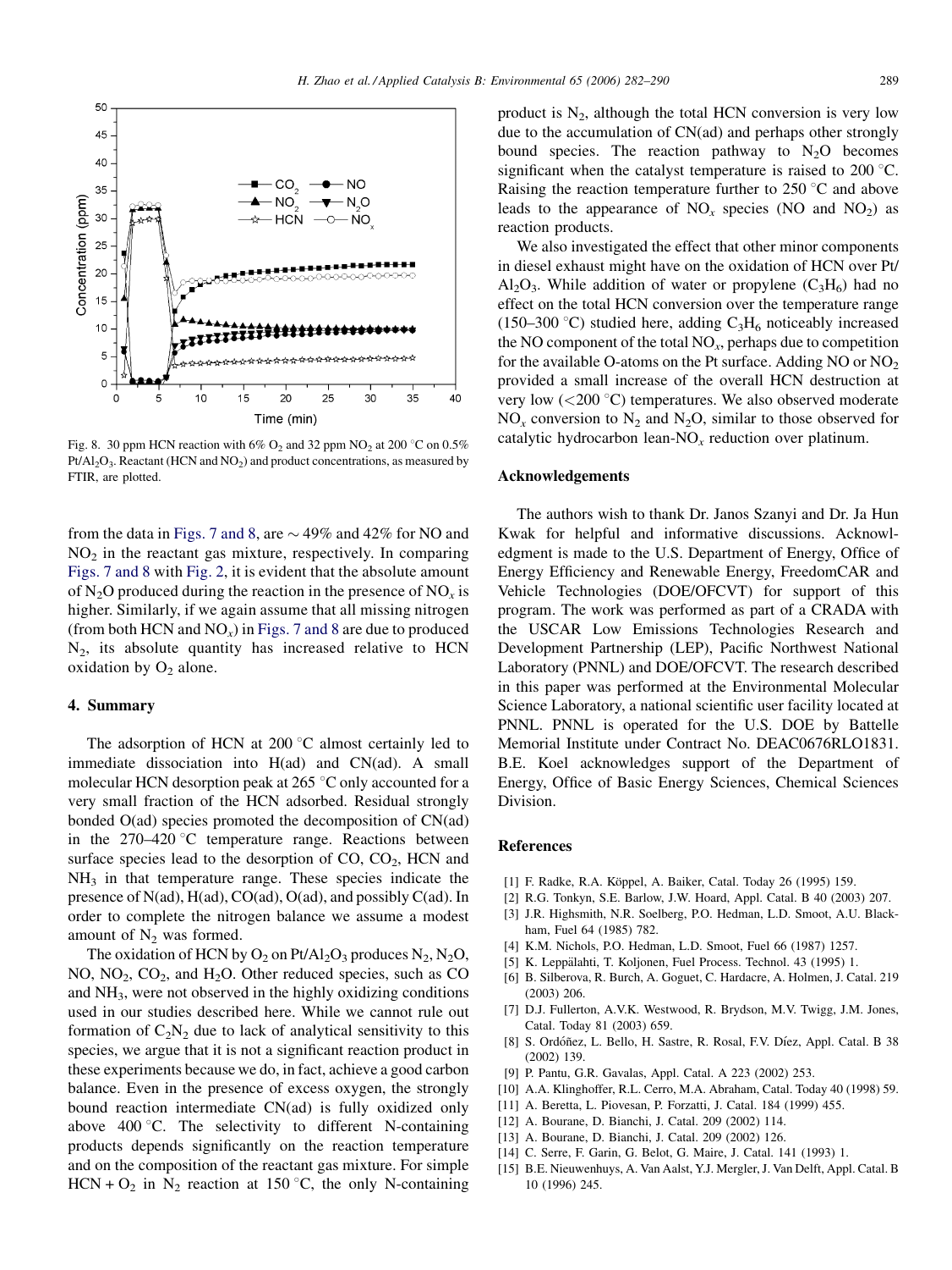Fig. 8. 30 ppm HCN reaction with 6% $O_2$ and 32 ppm $NO_2$ at 200 °C on 0.5% $Pt/Al_2O_3$. Reactant (HCN and $NO_2$) and product concentrations, as measured by FTIR, are plotted.

from the data in Figs. 7 and 8, are ~49% and 42% for NO and $NO_2$ in the reactant gas mixture, respectively. In comparing Figs. 7 and 8 with Fig. 2, it is evident that the absolute amount of $N_2O$ produced during the reaction in the presence of $NO_x$ is higher. Similarly, if we again assume that all missing nitrogen (from both HCN and $NO_x$) in Figs. 7 and 8 are due to produced $N_2$, its absolute quantity has increased relative to HCN oxidation by $O_2$ alone.

## 4. Summary

The adsorption of HCN at 200 °C almost certainly led to immediate dissociation into H(ad) and CN(ad). A small molecular HCN desorption peak at 265 °C only accounted for a very small fraction of the HCN adsorbed. Residual strongly bonded O(ad) species promoted the decomposition of CN(ad) in the 270–420 °C temperature range. Reactions between surface species lead to the desorption of CO, $CO_2$, HCN and $NH_3$ in that temperature range. These species indicate the presence of N(ad), H(ad), CO(ad), O(ad), and possibly C(ad). In order to complete the nitrogen balance we assume a modest amount of $N_2$ was formed.

The oxidation of HCN by $O_2$ on $Pt/Al_2O_3$ produces $N_2$, $N_2O$, NO, $NO_2$, $CO_2$, and $H_2O$. Other reduced species, such as CO and $NH_3$, were not observed in the highly oxidizing conditions used in our studies described here. While we cannot rule out formation of $C_2N_2$ due to lack of analytical sensitivity to this species, we argue that it is not a significant reaction product in these experiments because we do, in fact, achieve a good carbon balance. Even in the presence of excess oxygen, the strongly bound reaction intermediate CN(ad) is fully oxidized only above 400 °C. The selectivity to different N-containing products depends significantly on the reaction temperature and on the composition of the reactant gas mixture. For simple HCN + $O_2$ in $N_2$ reaction at 150 °C, the only N-containing product is $N_2$, although the total HCN conversion is very low due to the accumulation of CN(ad) and perhaps other strongly bound species. The reaction pathway to $N_2O$ becomes significant when the catalyst temperature is raised to 200 °C. Raising the reaction temperature further to 250 °C and above leads to the appearance of $NO_x$ species (NO and $NO_2$) as reaction products.

We also investigated the effect that other minor components in diesel exhaust might have on the oxidation of HCN over $Pt/Al_2O_3$. While addition of water or propylene ($C_3H_6$) had no effect on the total HCN conversion over the temperature range (150–300 °C) studied here, adding $C_3H_6$ noticeably increased the NO component of the total $NO_x$, perhaps due to competition for the available O-atoms on the Pt surface. Adding NO or $NO_2$ provided a small increase of the overall HCN destruction at very low (<200 °C) temperatures. We also observed moderate $NO_x$ conversion to $N_2$ and $N_2O$, similar to those observed for catalytic hydrocarbon lean-$NO_x$ reduction over platinum.

## Acknowledgements

The authors wish to thank Dr. Janos Szanyi and Dr. Ja Hun Kwak for helpful and informative discussions. Acknowledgement is made to the U.S. Department of Energy, Office of Energy Efficiency and Renewable Energy, FreedomCAR and Vehicle Technologies (DOE/OFCVT) for support of this program. The work was performed as part of a CRADA with the USCAR Low Emissions Technologies Research and Development Partnership (LEP), Pacific Northwest National Laboratory (PNNL) and DOE/OFCVT. The research described in this paper was performed at the Environmental Molecular Science Laboratory, a national scientific user facility located at PNNL. PNNL is operated for the U.S. DOE by Battelle Memorial Institute under Contract No. DEAC0676RLO1831. B.E. Koel acknowledges support of the Department of Energy, Office of Basic Energy Sciences, Chemical Sciences Division.

## References

[1] F. Radke, R.A. Köppel, A. Baiker, Catal. Today 26 (1995) 159.
[2] R.G. Tonkyn, S.E. Barlow, J.W. Hoard, Appl. Catal. B 40 (2003) 207.
[3] J.R. Highsmith, N.R. Soelberg, P.O. Hedman, L.D. Smoot, A.U. Blackham, Fuel 64 (1985) 782.
[4] K.M. Nichols, P.O. Hedman, L.D. Smoot, Fuel 66 (1987) 1257.
[5] K. Leppälahti, T. Koljonen, Fuel Process. Technol. 43 (1995) 1.
[6] B. Silberova, R. Burch, A. Goguet, C. Hardacre, A. Holmen, J. Catal. 219 (2003) 206.
[7] D.J. Fullerton, A.V.K. Westwood, R. Brydson, M.V. Twigg, J.M. Jones, Catal. Today 81 (2003) 659.
[8] S. Ordóñez, L. Bello, H. Sastre, R. Rosal, F.V. Díez, Appl. Catal. B 38 (2002) 139.
[9] P. Pantu, G.R. Gavalas, Appl. Catal. A 223 (2002) 253.
[10] A.A. Klinghoffer, R.L. Cerro, M.A. Abraham, Catal. Today 40 (1998) 59.
[11] A. Beretta, L. Piovesan, P. Forzatti, J. Catal. 184 (1999) 455.
[12] A. Bourane, D. Bianchi, J. Catal. 209 (2002) 114.
[13] A. Bourane, D. Bianchi, J. Catal. 209 (2002) 126.
[14] C. Serre, F. Garin, G. Belot, G. Maire, J. Catal. 141 (1993) 1.
[15] B.E. Nieuwenhuys, A. Van Aalst, Y.J. Mergler, J. Van Delft, Appl. Catal. B 10 (1996) 245.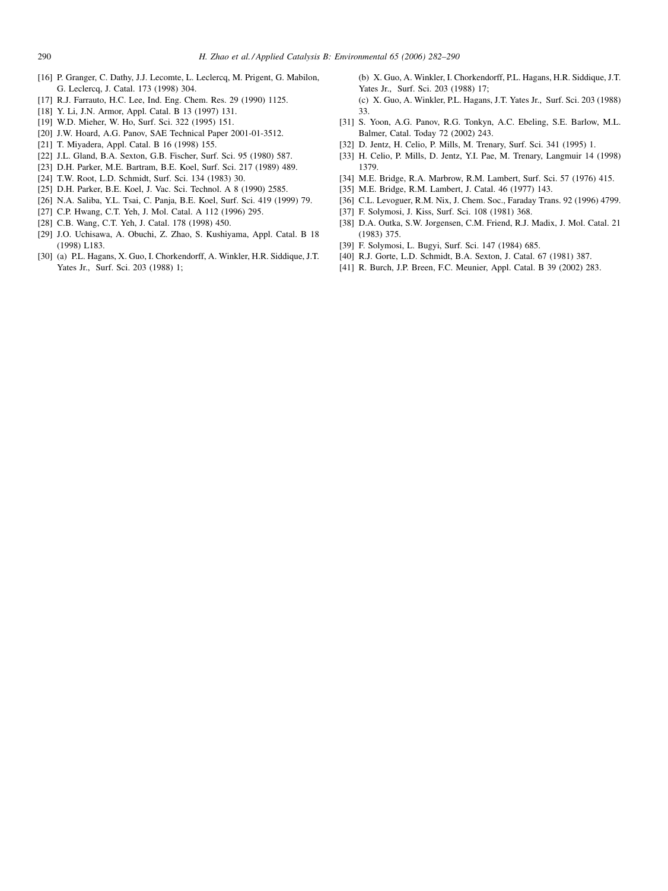[16] P. Granger, C. Dathy, J.J. Lecomte, L. Leclercq, M. Prigent, G. Mabilon, G. Leclercq, J. Catal. 173 (1998) 304.

[17] R.J. Farrauto, H.C. Lee, Ind. Eng. Chem. Res. 29 (1990) 1125.

[18] Y. Li, J.N. Armor, Appl. Catal. B 13 (1997) 131.

[19] W.D. Mieher, W. Ho, Surf. Sci. 322 (1995) 151.

[20] J.W. Hoard, A.G. Panov, SAE Technical Paper 2001-01-3512.

[21] T. Miyadera, Appl. Catal. B 16 (1998) 155.

[22] J.L. Gland, B.A. Sexton, G.B. Fischer, Surf. Sci. 95 (1980) 587.

[23] D.H. Parker, M.E. Bartram, B.E. Koel, Surf. Sci. 217 (1989) 489.

[24] T.W. Root, L.D. Schmidt, Surf. Sci. 134 (1983) 30.

[25] D.H. Parker, B.E. Koel, J. Vac. Sci. Technol. A 8 (1990) 2585.

[26] N.A. Saliba, Y.L. Tsai, C. Panja, B.E. Koel, Surf. Sci. 419 (1999) 79.

[27] C.P. Hwang, C.T. Yeh, J. Mol. Catal. A 112 (1996) 295.

[28] C.B. Wang, C.T. Yeh, J. Catal. 178 (1998) 450.

[29] J.O. Uchisawa, A. Obuchi, Z. Zhao, S. Kushiyama, Appl. Catal. B 18 (1998) L183.

[30] (a) P.L. Hagans, X. Guo, I. Chorkendorff, A. Winkler, H.R. Siddique, J.T. Yates Jr., Surf. Sci. 203 (1988) 1;
(b) X. Guo, A. Winkler, I. Chorkendorff, P.L. Hagans, H.R. Siddique, J.T. Yates Jr., Surf. Sci. 203 (1988) 17;
(c) X. Guo, A. Winkler, P.L. Hagans, J.T. Yates Jr., Surf. Sci. 203 (1988) 33.

[31] S. Yoon, A.G. Panov, R.G. Tonkyn, A.C. Ebeling, S.E. Barlow, M.L. Balmer, Catal. Today 72 (2002) 243.

[32] D. Jentz, H. Celio, P. Mills, M. Trenary, Surf. Sci. 341 (1995) 1.

[33] H. Celio, P. Mills, D. Jentz, Y.I. Pae, M. Trenary, Langmuir 14 (1998) 1379.

[34] M.E. Bridge, R.A. Marbrow, R.M. Lambert, Surf. Sci. 57 (1976) 415.

[35] M.E. Bridge, R.M. Lambert, J. Catal. 46 (1977) 143.

[36] C.L. Levoguer, R.M. Nix, J. Chem. Soc., Faraday Trans. 92 (1996) 4799.

[37] F. Solymosi, J. Kiss, Surf. Sci. 108 (1981) 368.

[38] D.A. Outka, S.W. Jorgensen, C.M. Friend, R.J. Madix, J. Mol. Catal. 21 (1983) 375.

[39] F. Solymosi, L. Bugyi, Surf. Sci. 147 (1984) 685.

[40] R.J. Gorte, L.D. Schmidt, B.A. Sexton, J. Catal. 67 (1981) 387.

[41] R. Burch, J.P. Breen, F.C. Meunier, Appl. Catal. B 39 (2002) 283.